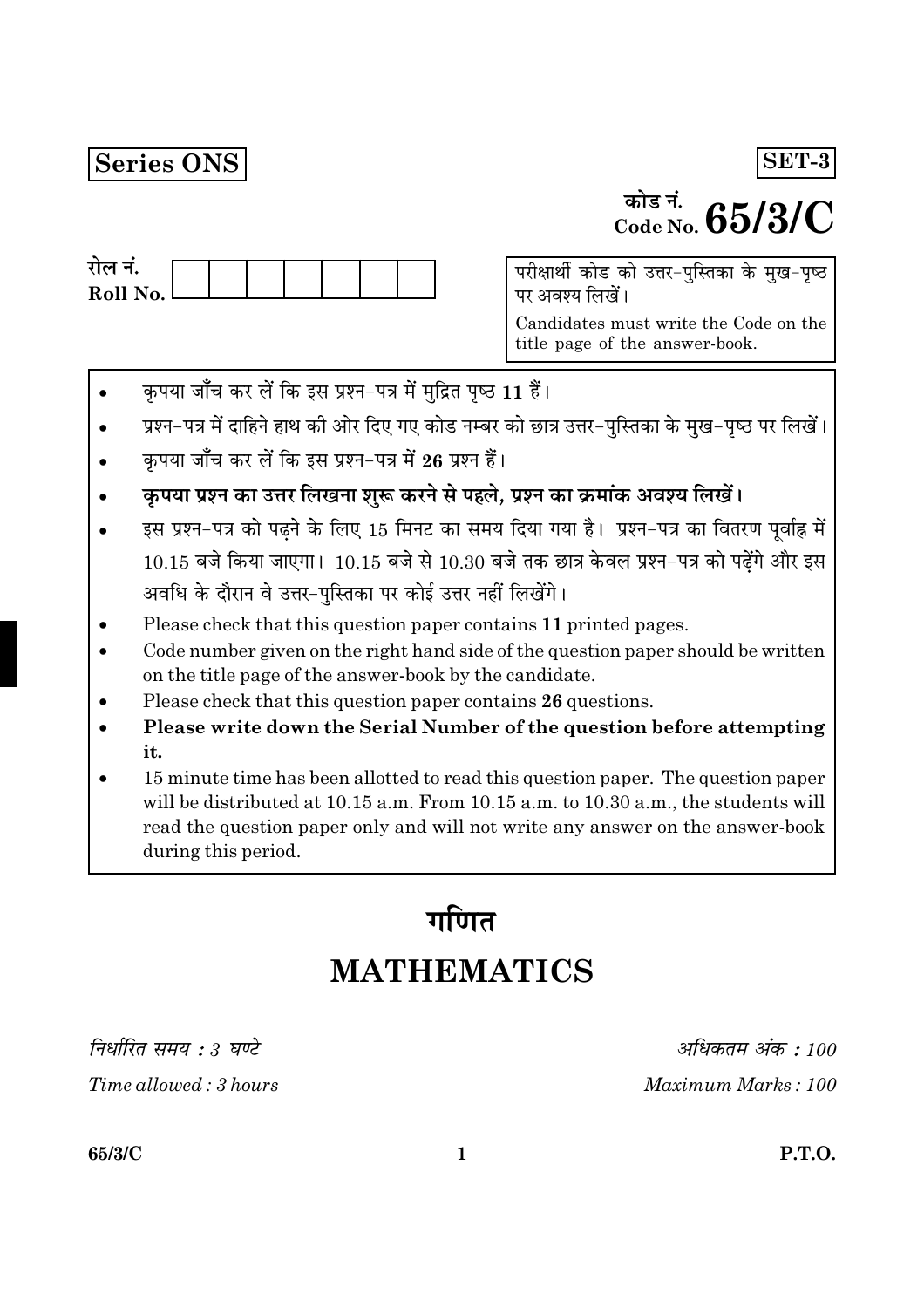**Series ONS**

**SET-3**

कोड नं.
Code No. **65/3/C**

रोल नं.
Roll No. | | | | | | | |

परीक्षार्थी कोड को उत्तर-पुस्तिका के मुख-पृष्ठ पर अवश्य लिखें।

Candidates must write the Code on the title page of the answer-book.

- कृपया जाँच कर लें कि इस प्रश्न-पत्र में मुद्रित पृष्ठ **11** हैं।
- प्रश्न-पत्र में दाहिने हाथ की ओर दिए गए कोड नम्बर को छात्र उत्तर-पुस्तिका के मुख-पृष्ठ पर लिखें।
- कृपया जाँच कर लें कि इस प्रश्न-पत्र में **26** प्रश्न हैं।
- **कृपया प्रश्न का उत्तर लिखना शुरू करने से पहले, प्रश्न का क्रमांक अवश्य लिखें।**
- इस प्रश्न-पत्र को पढ़ने के लिए 15 मिनट का समय दिया गया है। प्रश्न-पत्र का वितरण पूर्वाह्न में 10.15 बजे किया जाएगा। 10.15 बजे से 10.30 बजे तक छात्र केवल प्रश्न-पत्र को पढ़ेंगे और इस अवधि के दौरान वे उत्तर-पुस्तिका पर कोई उत्तर नहीं लिखेंगे।

- Please check that this question paper contains **11** printed pages.
- Code number given on the right hand side of the question paper should be written on the title page of the answer-book by the candidate.
- Please check that this question paper contains **26** questions.
- **Please write down the Serial Number of the question before attempting it.**
- 15 minute time has been allotted to read this question paper. The question paper will be distributed at 10.15 a.m. From 10.15 a.m. to 10.30 a.m., the students will read the question paper only and will not write any answer on the answer-book during this period.

# गणित

# MATHEMATICS

*निर्धारित समय : 3 घण्टे*

*Time allowed : 3 hours*

*अधिकतम अंक : 100*

*Maximum Marks : 100*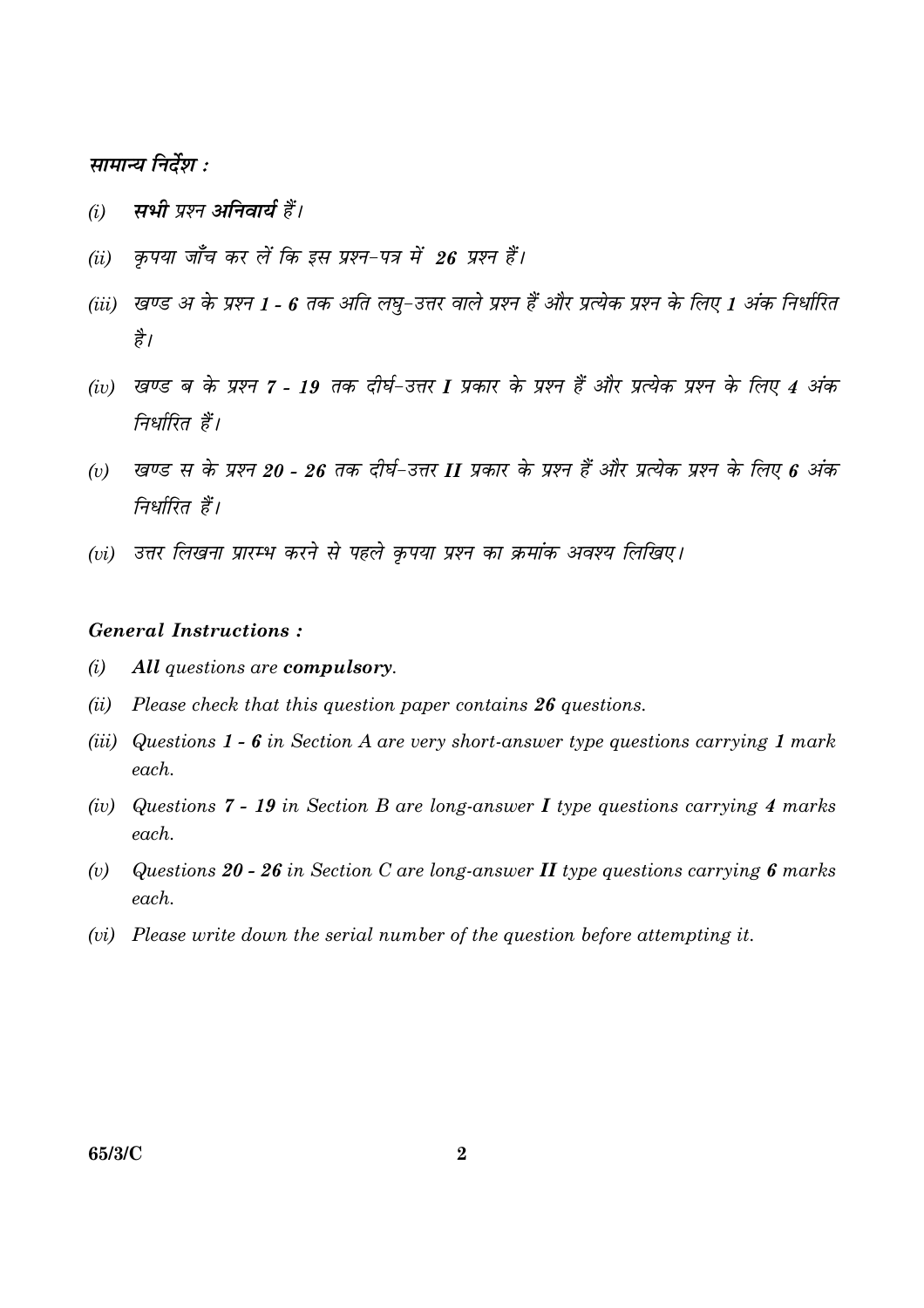## सामान्य निर्देश :

*(i)* ***सभी*** *प्रश्न* ***अनिवार्य*** *हैं।*

*(ii)* *कृपया जाँच कर लें कि इस प्रश्न-पत्र में* ***26*** *प्रश्न हैं।*

*(iii)* *खण्ड अ के प्रश्न* ***1 - 6*** *तक अति लघु-उत्तर वाले प्रश्न हैं और प्रत्येक प्रश्न के लिए* ***1*** *अंक निर्धारित है।*

*(iv)* *खण्ड ब के प्रश्न* ***7 - 19*** *तक दीर्घ-उत्तर* ***I*** *प्रकार के प्रश्न हैं और प्रत्येक प्रश्न के लिए* ***4*** *अंक निर्धारित हैं।*

*(v)* *खण्ड स के प्रश्न* ***20 - 26*** *तक दीर्घ-उत्तर* ***II*** *प्रकार के प्रश्न हैं और प्रत्येक प्रश्न के लिए* ***6*** *अंक निर्धारित हैं।*

*(vi)* *उत्तर लिखना प्रारम्भ करने से पहले कृपया प्रश्न का क्रमांक अवश्य लिखिए।*

## General Instructions :

*(i)* ***All*** *questions are* ***compulsory****.*

*(ii)* *Please check that this question paper contains* ***26*** *questions.*

*(iii)* *Questions* ***1 - 6*** *in Section A are very short-answer type questions carrying* ***1*** *mark each.*

*(iv)* *Questions* ***7 - 19*** *in Section B are long-answer* ***I*** *type questions carrying* ***4*** *marks each.*

*(v)* *Questions* ***20 - 26*** *in Section C are long-answer* ***II*** *type questions carrying* ***6*** *marks each.*

*(vi)* *Please write down the serial number of the question before attempting it.*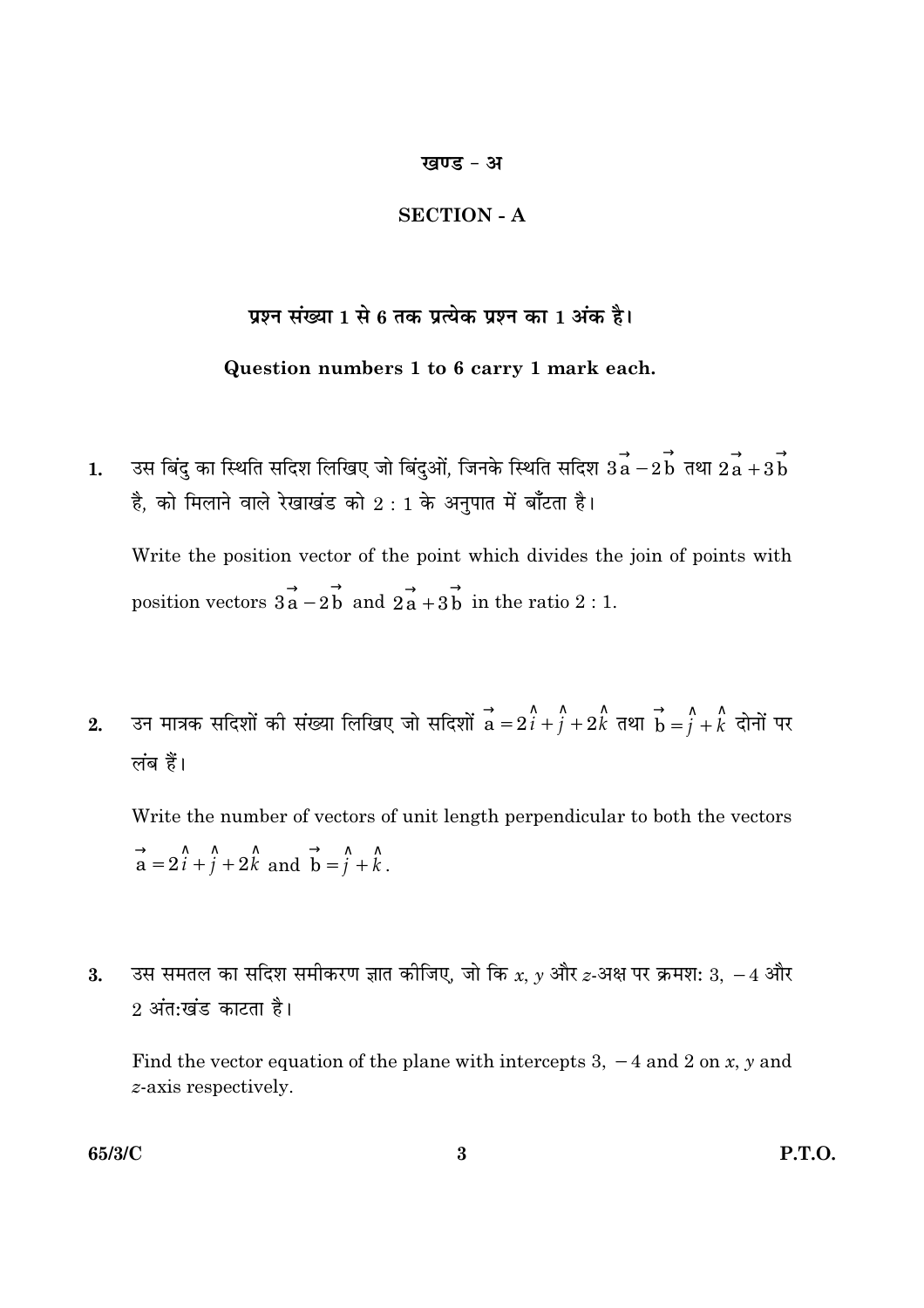## खण्ड - अ

## SECTION - A

**प्रश्न संख्या 1 से 6 तक प्रत्येक प्रश्न का 1 अंक है।**

**Question numbers 1 to 6 carry 1 mark each.**

**1.** उस बिंदु का स्थिति सदिश लिखिए जो बिंदुओं, जिनके स्थिति सदिश $3\vec{a} - 2\vec{b}$ तथा $2\vec{a} + 3\vec{b}$ है, को मिलाने वाले रेखाखंड को 2 : 1 के अनुपात में बाँटता है।

Write the position vector of the point which divides the join of points with position vectors $3\vec{a} - 2\vec{b}$ and $2\vec{a} + 3\vec{b}$ in the ratio 2 : 1.

**2.** उन मात्रक सदिशों की संख्या लिखिए जो सदिशों $\vec{a} = 2\hat{i} + \hat{j} + 2\hat{k}$ तथा $\vec{b} = \hat{j} + \hat{k}$ दोनों पर लंब हैं।

Write the number of vectors of unit length perpendicular to both the vectors $\vec{a} = 2\hat{i} + \hat{j} + 2\hat{k}$ and $\vec{b} = \hat{j} + \hat{k}$.

**3.** उस समतल का सदिश समीकरण ज्ञात कीजिए, जो कि $x$, $y$ और $z$-अक्ष पर क्रमश: 3, $-4$ और 2 अंत:खंड काटता है।

Find the vector equation of the plane with intercepts 3, $-4$ and 2 on $x$, $y$ and $z$-axis respectively.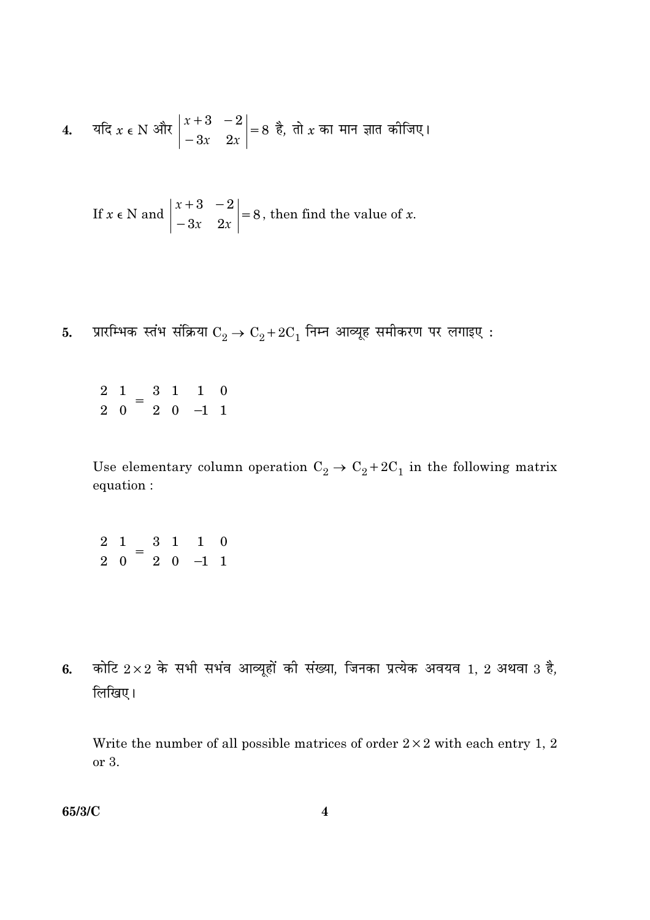4. यदि $x \in \text{N}$ और $\begin{vmatrix} x+3 & -2 \\ -3x & 2x \end{vmatrix} = 8$ है, तो $x$ का मान ज्ञात कीजिए।

If $x \in \text{N}$ and $\begin{vmatrix} x+3 & -2 \\ -3x & 2x \end{vmatrix} = 8$, then find the value of $x$.

5. प्रारम्भिक स्तंभ संक्रिया $C_2 \to C_2 + 2C_1$ निम्न आव्यूह समीकरण पर लगाइए :

$$\begin{matrix} 2 & 1 \\ 2 & 0 \end{matrix} = \begin{matrix} 3 & 1 \\ 2 & 0 \end{matrix} \quad \begin{matrix} 1 & 0 \\ -1 & 1 \end{matrix}$$

Use elementary column operation $C_2 \to C_2 + 2C_1$ in the following matrix equation :

$$\begin{matrix} 2 & 1 \\ 2 & 0 \end{matrix} = \begin{matrix} 3 & 1 \\ 2 & 0 \end{matrix} \quad \begin{matrix} 1 & 0 \\ -1 & 1 \end{matrix}$$

6. कोटि $2 \times 2$ के सभी सभंव आव्यूहों की संख्या, जिनका प्रत्येक अवयव 1, 2 अथवा 3 है, लिखिए।

Write the number of all possible matrices of order $2 \times 2$ with each entry 1, 2 or 3.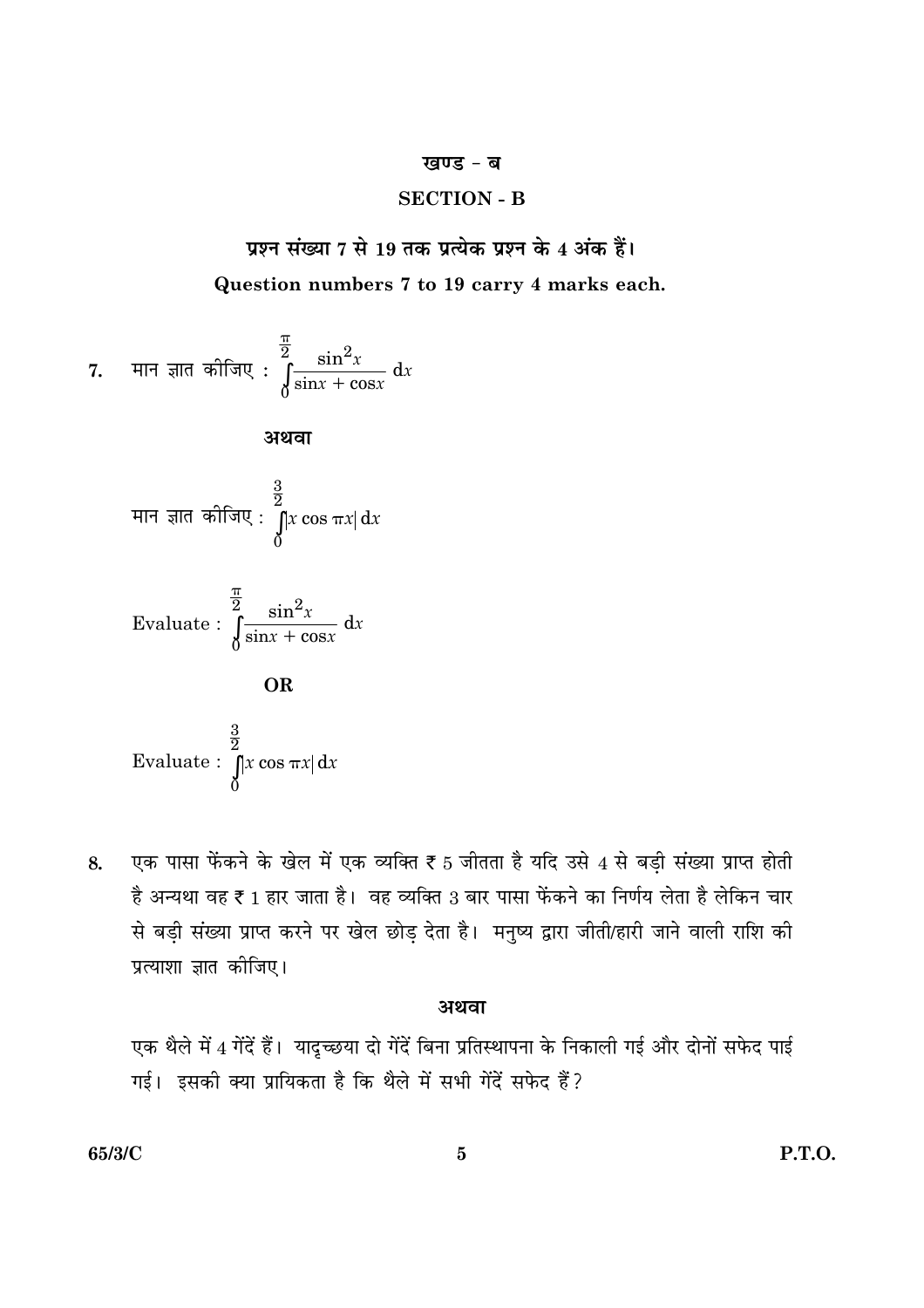## खण्ड - ब

## SECTION - B

**प्रश्न संख्या 7 से 19 तक प्रत्येक प्रश्न के 4 अंक हैं।**

**Question numbers 7 to 19 carry 4 marks each.**

7. मान ज्ञात कीजिए : $\displaystyle\int_0^{\frac{\pi}{2}} \frac{\sin^2 x}{\sin x + \cos x}\, dx$

**अथवा**

मान ज्ञात कीजिए : $\displaystyle\int_0^{\frac{3}{2}} |x \cos \pi x|\, dx$

Evaluate : $\displaystyle\int_0^{\frac{\pi}{2}} \frac{\sin^2 x}{\sin x + \cos x}\, dx$

**OR**

Evaluate : $\displaystyle\int_0^{\frac{3}{2}} |x \cos \pi x|\, dx$

8. एक पासा फेंकने के खेल में एक व्यक्ति ₹ 5 जीतता है यदि उसे 4 से बड़ी संख्या प्राप्त होती है अन्यथा वह ₹ 1 हार जाता है। वह व्यक्ति 3 बार पासा फेंकने का निर्णय लेता है लेकिन चार से बड़ी संख्या प्राप्त करने पर खेल छोड़ देता है। मनुष्य द्वारा जीती/हारी जाने वाली राशि की प्रत्याशा ज्ञात कीजिए।

**अथवा**

एक थैले में 4 गेंदें हैं। यादृच्छया दो गेंदें बिना प्रतिस्थापना के निकाली गई और दोनों सफेद पाई गई। इसकी क्या प्रायिकता है कि थैले में सभी गेंदें सफेद हैं?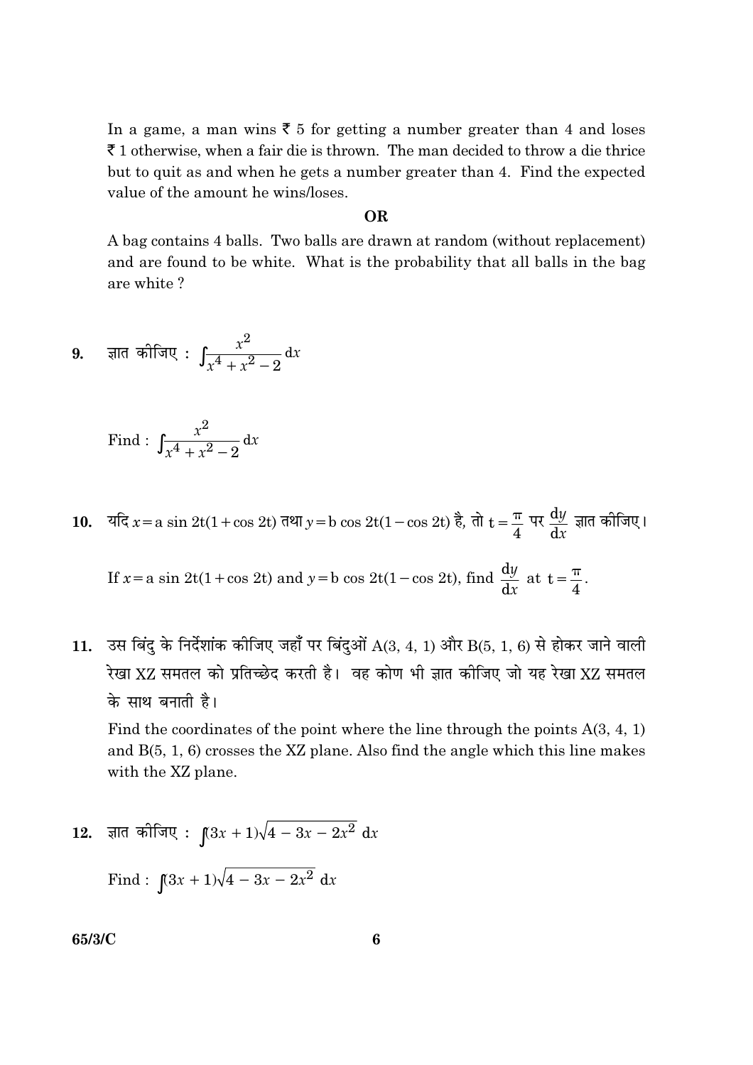In a game, a man wins ₹ 5 for getting a number greater than 4 and loses ₹ 1 otherwise, when a fair die is thrown. The man decided to throw a die thrice but to quit as and when he gets a number greater than 4. Find the expected value of the amount he wins/loses.

**OR**

A bag contains 4 balls. Two balls are drawn at random (without replacement) and are found to be white. What is the probability that all balls in the bag are white ?

**9.** ज्ञात कीजिए : $\int \frac{x^2}{x^4 + x^2 - 2} \, dx$

Find : $\int \frac{x^2}{x^4 + x^2 - 2} \, dx$

**10.** यदि $x = a \sin 2t(1 + \cos 2t)$ तथा $y = b \cos 2t(1 - \cos 2t)$ है, तो $t = \frac{\pi}{4}$ पर $\frac{dy}{dx}$ ज्ञात कीजिए।

If $x = a \sin 2t(1 + \cos 2t)$ and $y = b \cos 2t(1 - \cos 2t)$, find $\frac{dy}{dx}$ at $t = \frac{\pi}{4}$.

**11.** उस बिंदु के निर्देशांक कीजिए जहाँ पर बिंदुओं A(3, 4, 1) और B(5, 1, 6) से होकर जाने वाली रेखा XZ समतल को प्रतिच्छेद करती है। वह कोण भी ज्ञात कीजिए जो यह रेखा XZ समतल के साथ बनाती है।

Find the coordinates of the point where the line through the points A(3, 4, 1) and B(5, 1, 6) crosses the XZ plane. Also find the angle which this line makes with the XZ plane.

**12.** ज्ञात कीजिए : $\int (3x + 1)\sqrt{4 - 3x - 2x^2} \, dx$

Find : $\int (3x + 1)\sqrt{4 - 3x - 2x^2} \, dx$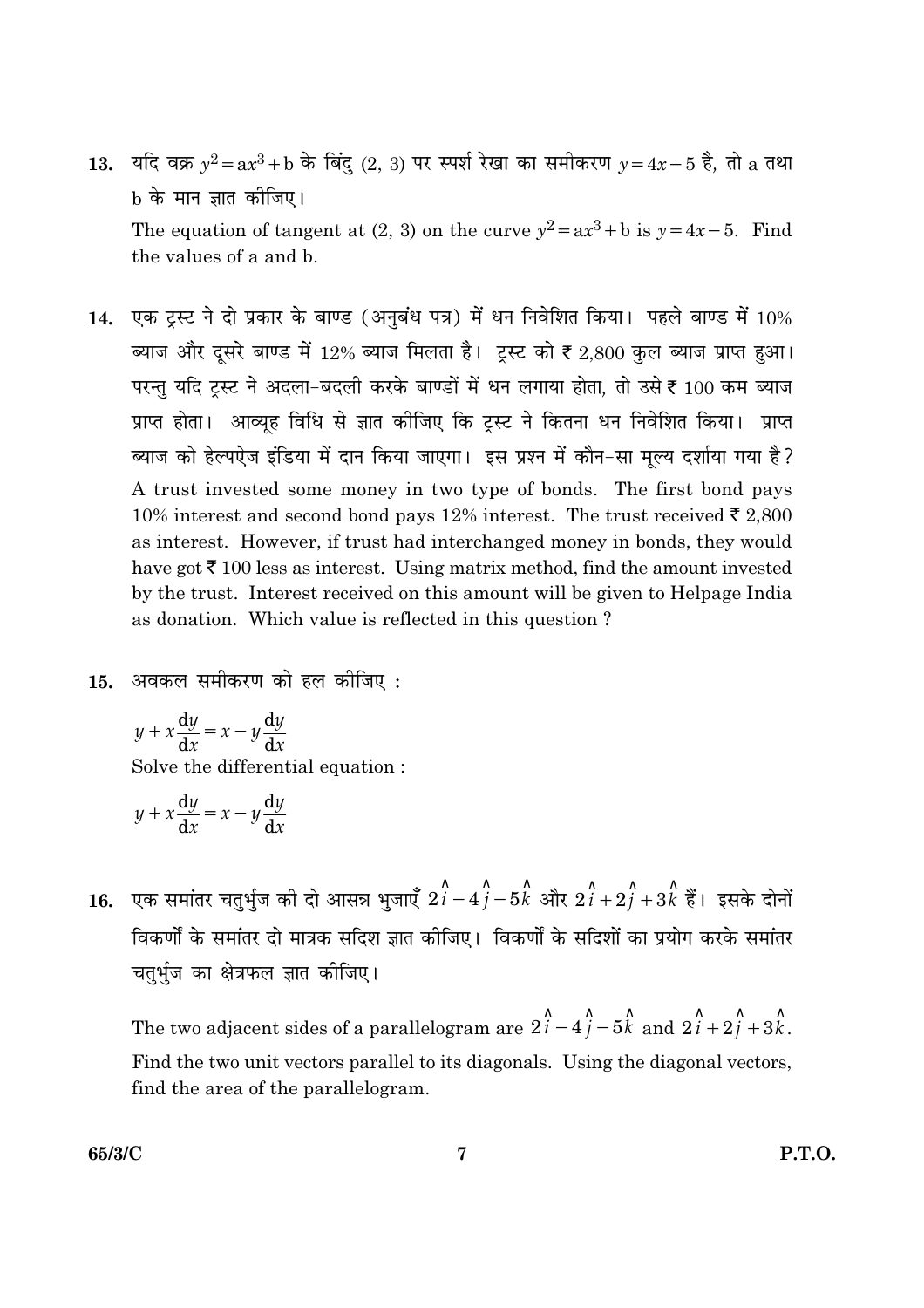13. यदि वक्र $y^2 = ax^3 + b$ के बिंदु (2, 3) पर स्पर्श रेखा का समीकरण $y = 4x - 5$ है, तो a तथा b के मान ज्ञात कीजिए।

The equation of tangent at (2, 3) on the curve $y^2 = ax^3 + b$ is $y = 4x - 5$. Find the values of a and b.

14. एक ट्रस्ट ने दो प्रकार के बाण्ड (अनुबंध पत्र) में धन निवेशित किया। पहले बाण्ड में 10% ब्याज और दूसरे बाण्ड में 12% ब्याज मिलता है। ट्रस्ट को ₹ 2,800 कुल ब्याज प्राप्त हुआ। परन्तु यदि ट्रस्ट ने अदला-बदली करके बाण्डों में धन लगाया होता, तो उसे ₹ 100 कम ब्याज प्राप्त होता। आव्यूह विधि से ज्ञात कीजिए कि ट्रस्ट ने कितना धन निवेशित किया। प्राप्त ब्याज को हेल्पऐज इंडिया में दान किया जाएगा। इस प्रश्न में कौन-सा मूल्य दर्शाया गया है?

A trust invested some money in two type of bonds. The first bond pays 10% interest and second bond pays 12% interest. The trust received ₹ 2,800 as interest. However, if trust had interchanged money in bonds, they would have got ₹ 100 less as interest. Using matrix method, find the amount invested by the trust. Interest received on this amount will be given to Helpage India as donation. Which value is reflected in this question ?

15. अवकल समीकरण को हल कीजिए :

$$y + x\frac{dy}{dx} = x - y\frac{dy}{dx}$$

Solve the differential equation :

$$y + x\frac{dy}{dx} = x - y\frac{dy}{dx}$$

16. एक समांतर चतुर्भुज की दो आसन्न भुजाएँ $2\hat{i} - 4\hat{j} - 5\hat{k}$ और $2\hat{i} + 2\hat{j} + 3\hat{k}$ हैं। इसके दोनों विकर्णों के समांतर दो मात्रक सदिश ज्ञात कीजिए। विकर्णों के सदिशों का प्रयोग करके समांतर चतुर्भुज का क्षेत्रफल ज्ञात कीजिए।

The two adjacent sides of a parallelogram are $2\hat{i} - 4\hat{j} - 5\hat{k}$ and $2\hat{i} + 2\hat{j} + 3\hat{k}$. Find the two unit vectors parallel to its diagonals. Using the diagonal vectors, find the area of the parallelogram.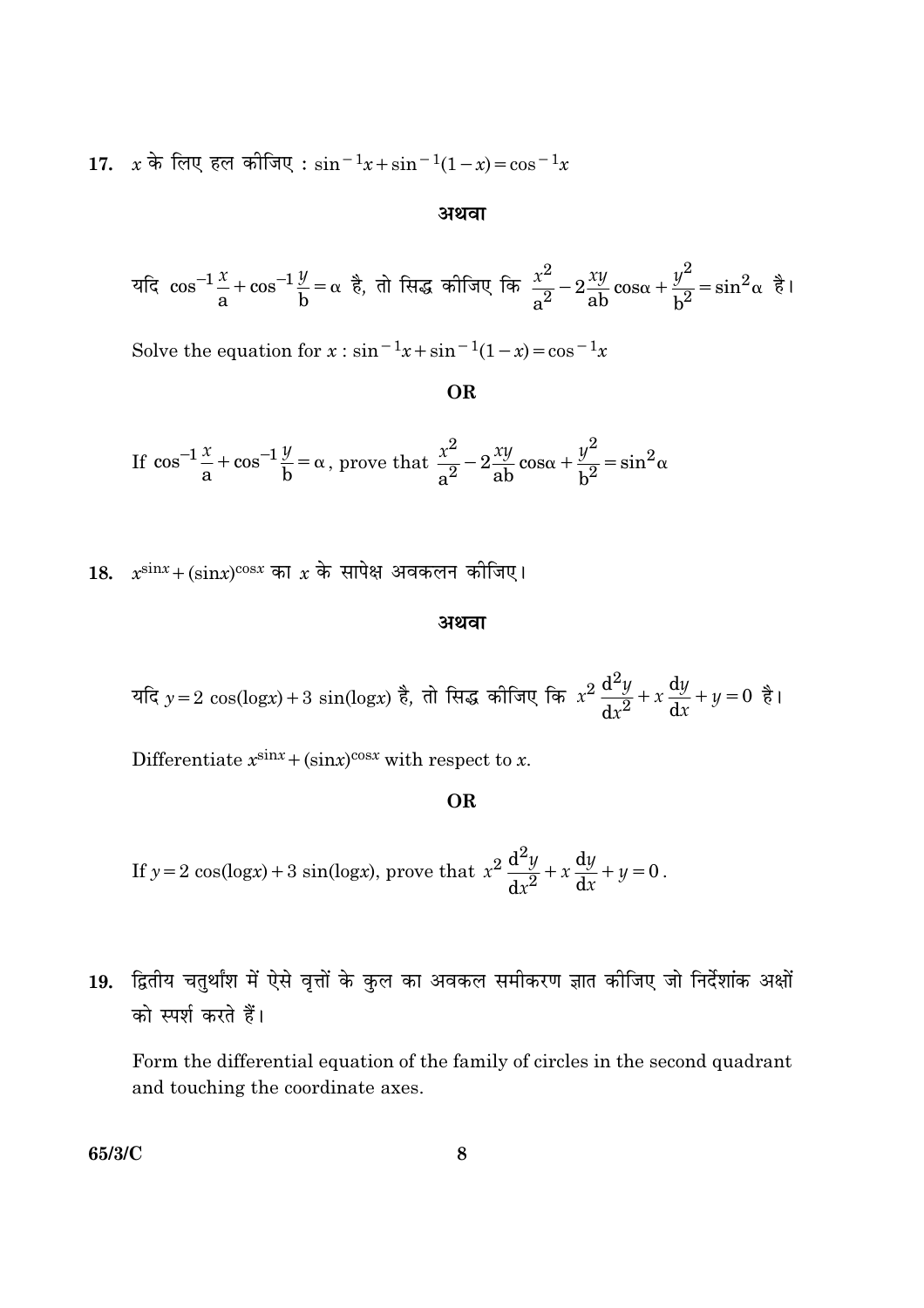17. $x$ के लिए हल कीजिए : $\sin^{-1}x + \sin^{-1}(1-x) = \cos^{-1}x$

**अथवा**

यदि $\cos^{-1}\frac{x}{a} + \cos^{-1}\frac{y}{b} = \alpha$ है, तो सिद्ध कीजिए कि $\frac{x^2}{a^2} - 2\frac{xy}{ab}\cos\alpha + \frac{y^2}{b^2} = \sin^2\alpha$ है।

Solve the equation for $x$ : $\sin^{-1}x + \sin^{-1}(1-x) = \cos^{-1}x$

**OR**

If $\cos^{-1}\frac{x}{a} + \cos^{-1}\frac{y}{b} = \alpha$, prove that $\frac{x^2}{a^2} - 2\frac{xy}{ab}\cos\alpha + \frac{y^2}{b^2} = \sin^2\alpha$

18. $x^{\sin x} + (\sin x)^{\cos x}$ का $x$ के सापेक्ष अवकलन कीजिए।

**अथवा**

यदि $y = 2\cos(\log x) + 3\sin(\log x)$ है, तो सिद्ध कीजिए कि $x^2\frac{d^2y}{dx^2} + x\frac{dy}{dx} + y = 0$ है।

Differentiate $x^{\sin x} + (\sin x)^{\cos x}$ with respect to $x$.

**OR**

If $y = 2\cos(\log x) + 3\sin(\log x)$, prove that $x^2\frac{d^2y}{dx^2} + x\frac{dy}{dx} + y = 0$.

19. द्वितीय चतुर्थांश में ऐसे वृत्तों के कुल का अवकल समीकरण ज्ञात कीजिए जो निर्देशांक अक्षों को स्पर्श करते हैं।

Form the differential equation of the family of circles in the second quadrant and touching the coordinate axes.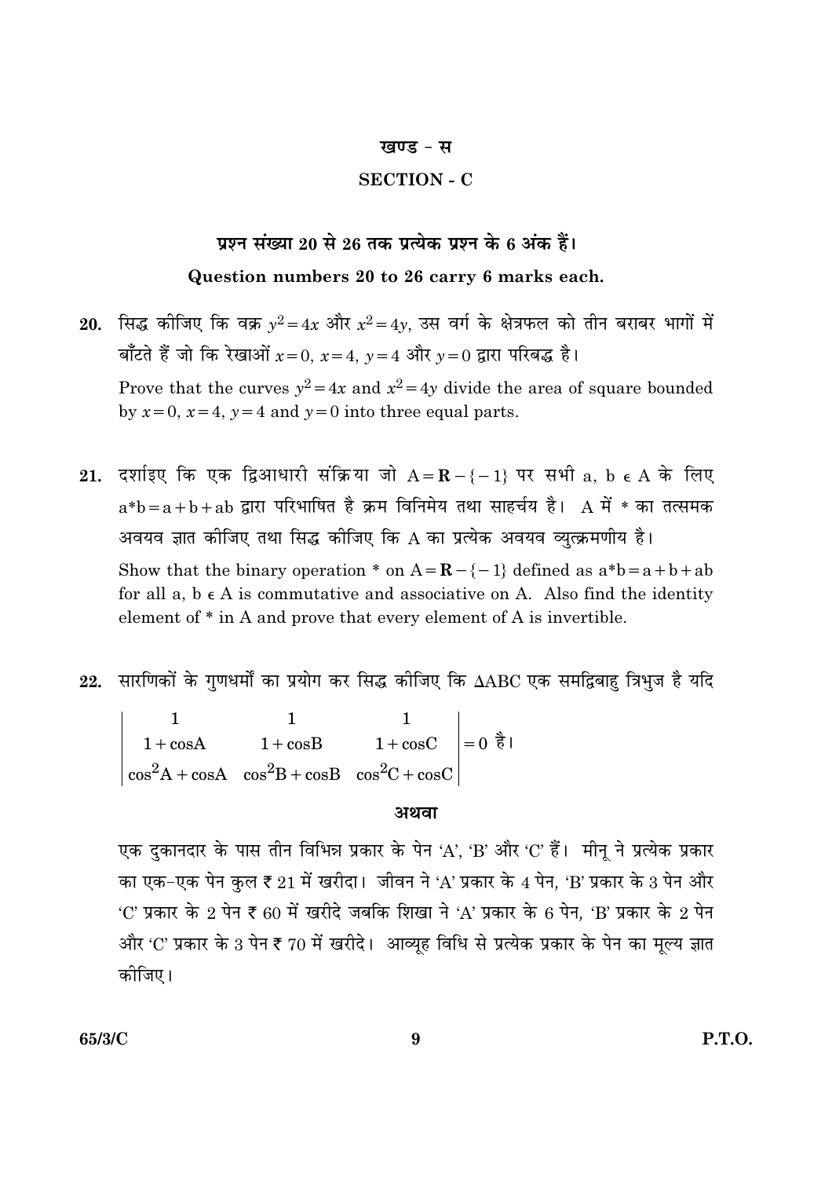## खण्ड - स

## SECTION - C

**प्रश्न संख्या 20 से 26 तक प्रत्येक प्रश्न के 6 अंक हैं।**

**Question numbers 20 to 26 carry 6 marks each.**

**20.** सिद्ध कीजिए कि वक्र $y^2 = 4x$ और $x^2 = 4y$, उस वर्ग के क्षेत्रफल को तीन बराबर भागों में बाँटते हैं जो कि रेखाओं $x = 0$, $x = 4$, $y = 4$ और $y = 0$ द्वारा परिबद्ध है।

Prove that the curves $y^2 = 4x$ and $x^2 = 4y$ divide the area of square bounded by $x = 0$, $x = 4$, $y = 4$ and $y = 0$ into three equal parts.

**21.** दर्शाइए कि एक द्विआधारी संक्रिया जो $A = \mathbf{R} - \{-1\}$ पर सभी $a, b \in A$ के लिए $a * b = a + b + ab$ द्वारा परिभाषित है क्रम विनिमेय तथा साहर्चय है। A में * का तत्समक अवयव ज्ञात कीजिए तथा सिद्ध कीजिए कि A का प्रत्येक अवयव व्युत्क्रमणीय है।

Show that the binary operation * on $A = \mathbf{R} - \{-1\}$ defined as $a * b = a + b + ab$ for all $a, b \in A$ is commutative and associative on A. Also find the identity element of * in A and prove that every element of A is invertible.

**22.** सारणिकों के गुणधर्मों का प्रयोग कर सिद्ध कीजिए कि $\Delta ABC$ एक समद्विबाहु त्रिभुज है यदि

$$\begin{vmatrix} 1 & 1 & 1 \\ 1 + \cos A & 1 + \cos B & 1 + \cos C \\ \cos^2 A + \cos A & \cos^2 B + \cos B & \cos^2 C + \cos C \end{vmatrix} = 0 \text{ है।}$$

**अथवा**

एक दुकानदार के पास तीन विभिन्न प्रकार के पेन 'A', 'B' और 'C' हैं। मीनू ने प्रत्येक प्रकार का एक-एक पेन कुल ₹ 21 में खरीदा। जीवन ने 'A' प्रकार के 4 पेन, 'B' प्रकार के 3 पेन और 'C' प्रकार के 2 पेन ₹ 60 में खरीदे जबकि शिखा ने 'A' प्रकार के 6 पेन, 'B' प्रकार के 2 पेन और 'C' प्रकार के 3 पेन ₹ 70 में खरीदे। आव्यूह विधि से प्रत्येक प्रकार के पेन का मूल्य ज्ञात कीजिए।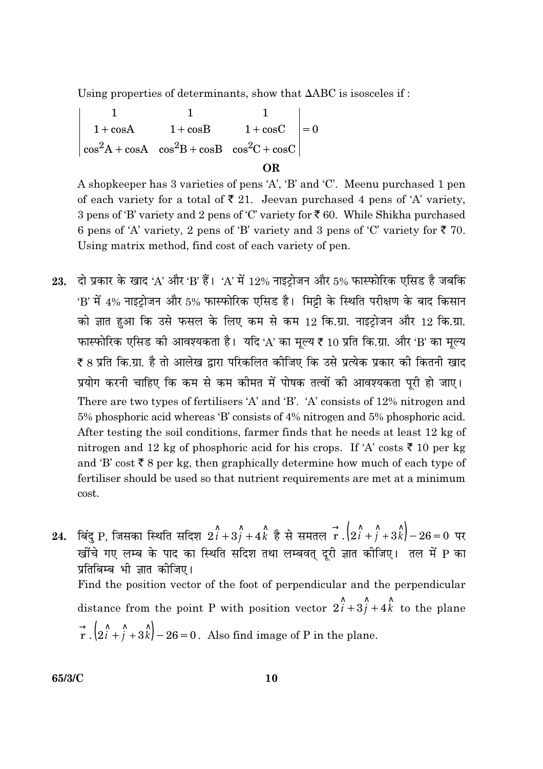Using properties of determinants, show that $\Delta ABC$ is isosceles if :

$$\begin{vmatrix} 1 & 1 & 1 \\ 1+\cos A & 1+\cos B & 1+\cos C \\ \cos^2 A + \cos A & \cos^2 B + \cos B & \cos^2 C + \cos C \end{vmatrix} = 0$$

**OR**

A shopkeeper has 3 varieties of pens 'A', 'B' and 'C'. Meenu purchased 1 pen of each variety for a total of ₹ 21. Jeevan purchased 4 pens of 'A' variety, 3 pens of 'B' variety and 2 pens of 'C' variety for ₹ 60. While Shikha purchased 6 pens of 'A' variety, 2 pens of 'B' variety and 3 pens of 'C' variety for ₹ 70. Using matrix method, find cost of each variety of pen.

**23.** दो प्रकार के खाद 'A' और 'B' हैं। 'A' में 12% नाइट्रोजन और 5% फास्फोरिक एसिड है जबकि 'B' में 4% नाइट्रोजन और 5% फास्फोरिक एसिड है। मिट्टी के स्थिति परीक्षण के बाद किसान को ज्ञात हुआ कि उसे फसल के लिए कम से कम 12 कि.ग्रा. नाइट्रोजन और 12 कि.ग्रा. फास्फोरिक एसिड की आवश्यकता है। यदि 'A' का मूल्य ₹ 10 प्रति कि.ग्रा. और 'B' का मूल्य ₹ 8 प्रति कि.ग्रा. है तो आलेख द्वारा परिकलित कीजिए कि उसे प्रत्येक प्रकार की कितनी खाद प्रयोग करनी चाहिए कि कम से कम कीमत में पोषक तत्वों की आवश्यकता पूरी हो जाए।

There are two types of fertilisers 'A' and 'B'. 'A' consists of 12% nitrogen and 5% phosphoric acid whereas 'B' consists of 4% nitrogen and 5% phosphoric acid. After testing the soil conditions, farmer finds that he needs at least 12 kg of nitrogen and 12 kg of phosphoric acid for his crops. If 'A' costs ₹ 10 per kg and 'B' cost ₹ 8 per kg, then graphically determine how much of each type of fertiliser should be used so that nutrient requirements are met at a minimum cost.

**24.** बिंदु P, जिसका स्थिति सदिश $2\hat{i}+3\hat{j}+4\hat{k}$ है से समतल $\vec{r}\cdot\left(2\hat{i}+\hat{j}+3\hat{k}\right)-26=0$ पर खींचे गए लम्ब के पाद का स्थिति सदिश तथा लम्बवत् दूरी ज्ञात कीजिए। तल में P का प्रतिबिम्ब भी ज्ञात कीजिए।

Find the position vector of the foot of perpendicular and the perpendicular distance from the point P with position vector $2\hat{i}+3\hat{j}+4\hat{k}$ to the plane $\vec{r}\cdot\left(2\hat{i}+\hat{j}+3\hat{k}\right)-26=0$. Also find image of P in the plane.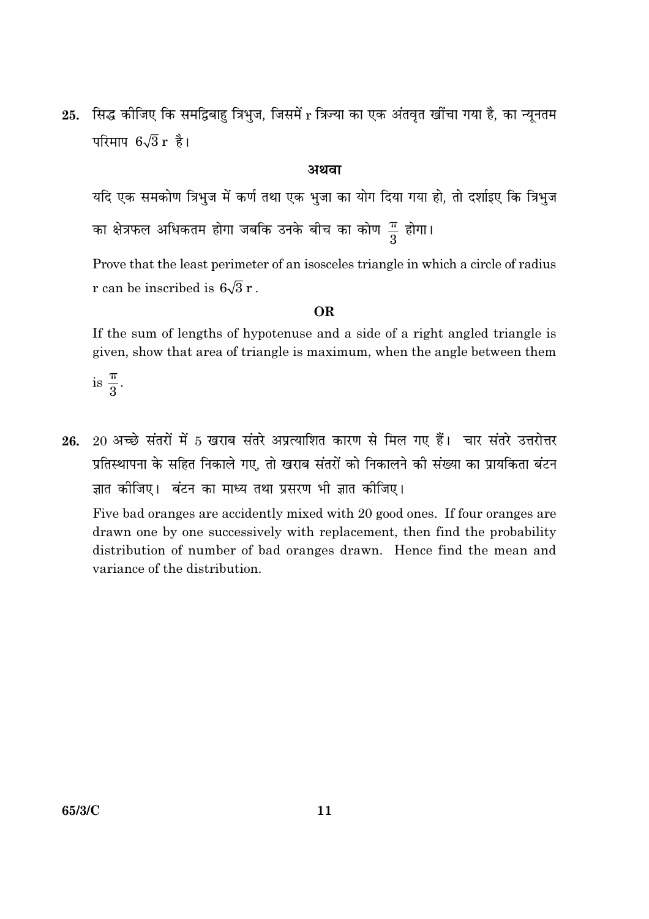25. सिद्ध कीजिए कि समद्विबाहु त्रिभुज, जिसमें r त्रिज्या का एक अंतवृत खींचा गया है, का न्यूनतम परिमाप $6\sqrt{3}\,r$ है।

**अथवा**

यदि एक समकोण त्रिभुज में कर्ण तथा एक भुजा का योग दिया गया हो, तो दर्शाइए कि त्रिभुज का क्षेत्रफल अधिकतम होगा जबकि उनके बीच का कोण $\frac{\pi}{3}$ होगा।

Prove that the least perimeter of an isosceles triangle in which a circle of radius r can be inscribed is $6\sqrt{3}\,r$.

**OR**

If the sum of lengths of hypotenuse and a side of a right angled triangle is given, show that area of triangle is maximum, when the angle between them is $\frac{\pi}{3}$.

26. 20 अच्छे संतरों में 5 खराब संतरे अप्रत्याशित कारण से मिल गए हैं। चार संतरे उत्तरोत्तर प्रतिस्थापना के सहित निकाले गए, तो खराब संतरों को निकालने की संख्या का प्रायिकता बंटन ज्ञात कीजिए। बंटन का माध्य तथा प्रसरण भी ज्ञात कीजिए।

Five bad oranges are accidently mixed with 20 good ones. If four oranges are drawn one by one successively with replacement, then find the probability distribution of number of bad oranges drawn. Hence find the mean and variance of the distribution.